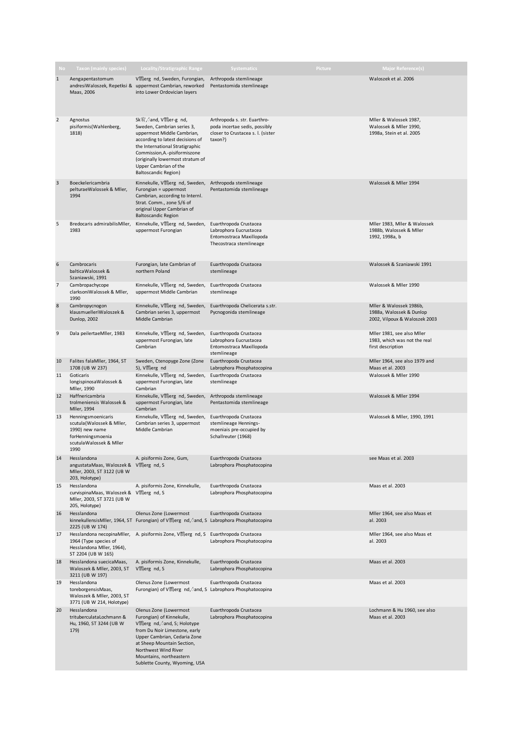| No | Taxon (mainly species) | Locality/Stratigraphic Range | Systematics | Picture | Major Reference(s) |
|---|---|---|---|---|---|
| 1 | Aengapentastomum andresiWaloszek, Repetksi & Maas, 2006 | V鍔erg nd, Sweden, Furongian, uppermost Cambrian, reworked into Lower Ordovician layers | Arthropoda stemlineage Pentastomida stemlineage | | Waloszek et al. 2006 |
| 2 | Agnostus pisiformis(Wahlenberg, 1818) | Sk宥,‹and, V鍔er-g nd, Sweden, Cambrian series 3, uppermost Middle Cambrian, according to latest decisions of the International Stratigraphic Commission,A.-pisiformiszone (originally lowermost stratum of Upper Cambrian of the Baltoscandic Region) | Arthropoda s. str. Euarthropoda incertae sedis, possibly closer to Crustacea s. l. (sister taxon?) | | Mller & Walossek 1987, Walossek & Mller 1990, 1998a, Stein et al. 2005 |
| 3 | Boeckelericambria pelturaeWalossek & Mller, 1994 | Kinnekulle, V鍔erg nd, Sweden, Furongian = uppermost Cambrian, according to Internl. Strat. Comm., zone 5/6 of original Upper Cambrian of the Baltoscandic Region | Arthropoda stemlineage Pentastomida stemlineage | | Walossek & Mller 1994 |
| 5 | Bredocaris admirabilisMller, 1983 | Kinnekulle, V鍔erg nd, Sweden, uppermost Furongian | Euarthropoda Crustacea Labrophora Eucrustacea Entomostraca Maxillopoda Thecostraca stemlineage | | Mller 1983, Mller & Walossek 1988b, Walossek & Mller 1992, 1998a, b |
| 6 | Cambrocaris balticaWalossek & Szaniawski, 1991 | Furongian, late Cambrian of northern Poland | Euarthropoda Crustacea stemlineage | | Walossek & Szaniawski 1991 |
| 7 | Cambropachycope clarksoniWalossek & Mller, 1990 | Kinnekulle, V鍔erg nd, Sweden, uppermost Middle Cambrian | Euarthropoda Crustacea stemlineage | | Walossek & Mller 1990 |
| 8 | Cambropycnogon klausmuelleriWaloszek & Dunlop, 2002 | Kinnekulle, V鍔erg nd, Sweden, Cambrian series 3, uppermost Middle Cambrian | Euarthropoda Chelicerata s.str. Pycnogonida stemlineage | | Mller & Walossek 1986b, 1988a, Walossek & Dunlop 2002, Vilpoux & Waloszek 2003 |
| 9 | Dala peilertaeMller, 1983 | Kinnekulle, V鍔erg nd, Sweden, uppermost Furongian, late Cambrian | Euarthropoda Crustacea Labrophora Eucrustacea Entomostraca Maxillopoda stemlineage | | Mller 1981, see also Mller 1983, which was not the real first description |
| 10 | Falites falaMller, 1964, ST 1708 (UB W 237) | Sweden, Ctenopyge Zone (Zone 5), V鍔erg nd | Euarthropoda Crustacea Labrophora Phosphatocopina | | Mller 1964, see also 1979 and Maas et al. 2003 |
| 11 | Goticaris longispinosaWalossek & Mller, 1990 | Kinnekulle, V鍔erg nd, Sweden, uppermost Furongian, late Cambrian | Euarthropoda Crustacea stemlineage | | Walossek & Mller 1990 |
| 12 | Haffnericambria trolmeniensis Walossek & Mller, 1994 | Kinnekulle, V鍔erg nd, Sweden, uppermost Furongian, late Cambrian | Arthropoda stemlineage Pentastomida stemlineage | | Walossek & Mller 1994 |
| 13 | Henningsmoenicaris scutula(Walossek & Mller, 1990) new name forHenningsmoenia scutulaWalossek & Mller 1990 | Kinnekulle, V鍔erg nd, Sweden, Cambrian series 3, uppermost Middle Cambrian | Euarthropoda Crustacea stemlineage Hennings-moeniais pre-occupied by Schallreuter (1968) | | Walossek & Mller, 1990, 1991 |
| 14 | Hesslandona angustataMaas, Waloszek & Mller, 2003, ST 3122 (UB W 203, Holotype) | A. pisiformis Zone, Gum, V鍔erg nd, S | Euarthropoda Crustacea Labrophora Phosphatocopina | | see Maas et al. 2003 |
| 15 | Hesslandona curvispinaMaas, Waloszek & Mller, 2003, ST 3721 (UB W 205, Holotype) | A. pisiformis Zone, Kinnekulle, V鍔erg nd, S | Euarthropoda Crustacea Labrophora Phosphatocopina | | Maas et al. 2003 |
| 16 | Hesslandona kinnekullensisMller, 1964, ST 2225 (UB W 174) | Olenus Zone (Lowermost Furongian) of V鍔erg nd,‹and, S | Euarthropoda Crustacea Labrophora Phosphatocopina | | Mller 1964, see also Maas et al. 2003 |
| 17 | Hesslandona necopinaMller, 1964 (Type species of Hesslandona Mller, 1964), ST 2204 (UB W 165) | A. pisiformis Zone, V鍔erg nd, S | Euarthropoda Crustacea Labrophora Phosphatocopina | | Mller 1964, see also Maas et al. 2003 |
| 18 | Hesslandona suecicaMaas, Waloszek & Mller, 2003, ST 3211 (UB W 197) | A. pisiformis Zone, Kinnekulle, V鍔erg nd, S | Euarthropoda Crustacea Labrophora Phosphatocopina | | Maas et al. 2003 |
| 19 | Hesslandona toreborgensisMaas, Waloszek & Mller, 2003, ST 3771 (UB W 214, Holotype) | Olenus Zone (Lowermost Furongian) of V鍔erg nd,‹and, S | Euarthropoda Crustacea Labrophora Phosphatocopina | | Maas et al. 2003 |
| 20 | Hesslandona trituberculataLochmann & Hu, 1960, ST 3244 (UB W 179) | Olenus Zone (Lowermost Furongian) of Kinnekulle, V鍔erg nd,‹and, S; Holotype from Du Noir Limestone, early Upper Cambrian, Cedaria Zone at Sheep Mountain Section, Northwest Wind River Mountains, northeastern Sublette County, Wyoming, USA | Euarthropoda Crustacea Labrophora Phosphatocopina | | Lochmann & Hu 1960, see also Maas et al. 2003 |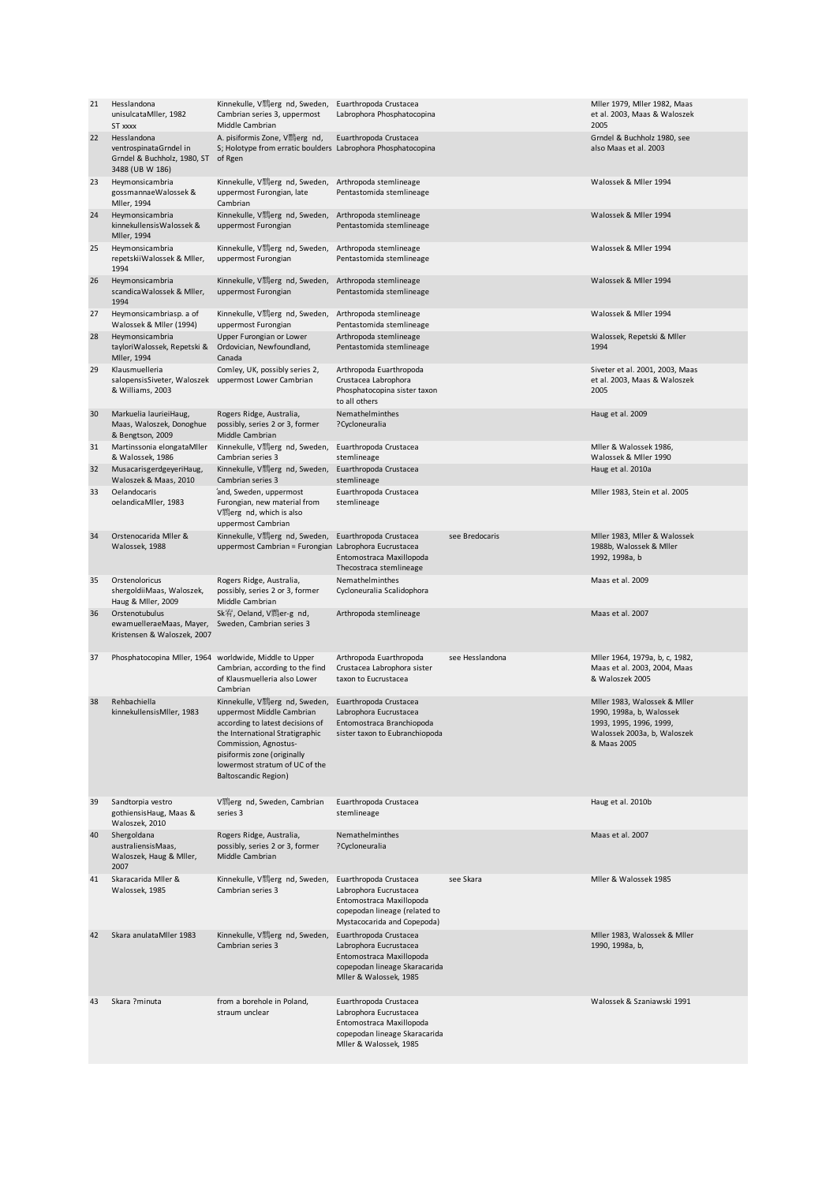| 21 | Hesslandona unisulcataMller, 1982 ST xxxx | Kinnekulle, V罰erg nd, Sweden, Cambrian series 3, uppermost Middle Cambrian | Euarthropoda Crustacea Labrophora Phosphatocopina | | Mller 1979, Mller 1982, Maas et al. 2003, Maas & Waloszek 2005 |
|---|---|---|---|---|---|
| 22 | Hesslandona ventrospinataGrndel in Grndel & Buchholz, 1980, ST 3488 (UB W 186) | A. pisiformis Zone, V罰erg nd, S; Holotype from erratic boulders of Rgen | Euarthropoda Crustacea Labrophora Phosphatocopina | | Grndel & Buchholz 1980, see also Maas et al. 2003 |
| 23 | Heymonsicambria gossmannaeWalossek & Mller, 1994 | Kinnekulle, V罰erg nd, Sweden, uppermost Furongian, late Cambrian | Arthropoda stemlineage Pentastomida stemlineage | | Walossek & Mller 1994 |
| 24 | Heymonsicambria kinnekullensisWalossek & Mller, 1994 | Kinnekulle, V罰erg nd, Sweden, uppermost Furongian | Arthropoda stemlineage Pentastomida stemlineage | | Walossek & Mller 1994 |
| 25 | Heymonsicambria repetskiiWalossek & Mller, 1994 | Kinnekulle, V罰erg nd, Sweden, uppermost Furongian | Arthropoda stemlineage Pentastomida stemlineage | | Walossek & Mller 1994 |
| 26 | Heymonsicambria scandicaWalossek & Mller, 1994 | Kinnekulle, V罰erg nd, Sweden, uppermost Furongian | Arthropoda stemlineage Pentastomida stemlineage | | Walossek & Mller 1994 |
| 27 | Heymonsicambriasp. a of Walossek & Mller (1994) | Kinnekulle, V罰erg nd, Sweden, uppermost Furongian | Arthropoda stemlineage Pentastomida stemlineage | | Walossek & Mller 1994 |
| 28 | Heymonsicambria tayloriWalossek, Repetski & Mller, 1994 | Upper Furongian or Lower Ordovician, Newfoundland, Canada | Arthropoda stemlineage Pentastomida stemlineage | | Walossek, Repetski & Mller 1994 |
| 29 | Klausmuelleria salopensisSiveter, Waloszek & Williams, 2003 | Comley, UK, possibly series 2, uppermost Lower Cambrian | Arthropoda Euarthropoda Crustacea Labrophora Phosphatocopina sister taxon to all others | | Siveter et al. 2001, 2003, Maas et al. 2003, Maas & Waloszek 2005 |
| 30 | Markuelia laurieiHaug, Maas, Waloszek, Donoghue & Bengtson, 2009 | Rogers Ridge, Australia, possibly, series 2 or 3, former Middle Cambrian | Nemathelminthes ?Cycloneuralia | | Haug et al. 2009 |
| 31 | Martinssonia elongataMller & Walossek, 1986 | Kinnekulle, V罰erg nd, Sweden, Cambrian series 3 | Euarthropoda Crustacea stemlineage | | Mller & Walossek 1986, Walossek & Mller 1990 |
| 32 | MusacarisgerdgeyeriHaug, Waloszek & Maas, 2010 | Kinnekulle, V罰erg nd, Sweden, Cambrian series 3 | Euarthropoda Crustacea stemlineage | | Haug et al. 2010a |
| 33 | Oelandocaris oelandicaMller, 1983 | ̈and, Sweden, uppermost Furongian, new material from V罰erg nd, which is also uppermost Cambrian | Euarthropoda Crustacea stemlineage | | Mller 1983, Stein et al. 2005 |
| 34 | Orstenocarida Mller & Walossek, 1988 | Kinnekulle, V罰erg nd, Sweden, uppermost Cambrian = Furongian | Euarthropoda Crustacea Labrophora Eucrustacea Entomostraca Maxillopoda Thecostraca stemlineage | see Bredocaris | Mller 1983, Mller & Walossek 1988b, Walossek & Mller 1992, 1998a, b |
| 35 | Orstenoloricus shergoldiiMaas, Waloszek, Haug & Mller, 2009 | Rogers Ridge, Australia, possibly, series 2 or 3, former Middle Cambrian | Nemathelminthes Cycloneuralia Scalidophora | | Maas et al. 2009 |
| 36 | Orstenotubulus ewamuelleraeMaas, Mayer, Kristensen & Waloszek, 2007 | Sk宥, Oeland, V罰er-g nd, Sweden, Cambrian series 3 | Arthropoda stemlineage | | Maas et al. 2007 |
| 37 | Phosphatocopina Mller, 1964 | worldwide, Middle to Upper Cambrian, according to the find of Klausmuelleria also Lower Cambrian | Arthropoda Euarthropoda Crustacea Labrophora sister taxon to Eucrustacea | see Hesslandona | Mller 1964, 1979a, b, c, 1982, Maas et al. 2003, 2004, Maas & Waloszek 2005 |
| 38 | Rehbachiella kinnekullensisMller, 1983 | Kinnekulle, V罰erg nd, Sweden, uppermost Middle Cambrian according to latest decisions of the International Stratigraphic Commission, Agnostus-pisiformis zone (originally lowermost stratum of UC of the Baltoscandic Region) | Euarthropoda Crustacea Labrophora Eucrustacea Entomostraca Branchiopoda sister taxon to Eubranchiopoda | | Mller 1983, Walossek & Mller 1990, 1998a, b, Walossek 1993, 1995, 1996, 1999, Walossek 2003a, b, Waloszek & Maas 2005 |
| 39 | Sandtorpia vestro gothiensisHaug, Maas & Waloszek, 2010 | V罰erg nd, Sweden, Cambrian series 3 | Euarthropoda Crustacea stemlineage | | Haug et al. 2010b |
| 40 | Shergoldana australiensisMaas, Waloszek, Haug & Mller, 2007 | Rogers Ridge, Australia, possibly, series 2 or 3, former Middle Cambrian | Nemathelminthes ?Cycloneuralia | | Maas et al. 2007 |
| 41 | Skaracarida Mller & Walossek, 1985 | Kinnekulle, V罰erg nd, Sweden, Cambrian series 3 | Euarthropoda Crustacea Labrophora Eucrustacea Entomostraca Maxillopoda copepodan lineage (related to Mystacocarida and Copepoda) | see Skara | Mller & Walossek 1985 |
| 42 | Skara anulataMller 1983 | Kinnekulle, V罰erg nd, Sweden, Cambrian series 3 | Euarthropoda Crustacea Labrophora Eucrustacea Entomostraca Maxillopoda copepodan lineage Skaracarida Mller & Walossek, 1985 | | Mller 1983, Walossek & Mller 1990, 1998a, b, |
| 43 | Skara ?minuta | from a borehole in Poland, straum unclear | Euarthropoda Crustacea Labrophora Eucrustacea Entomostraca Maxillopoda copepodan lineage Skaracarida Mller & Walossek, 1985 | | Walossek & Szaniawski 1991 |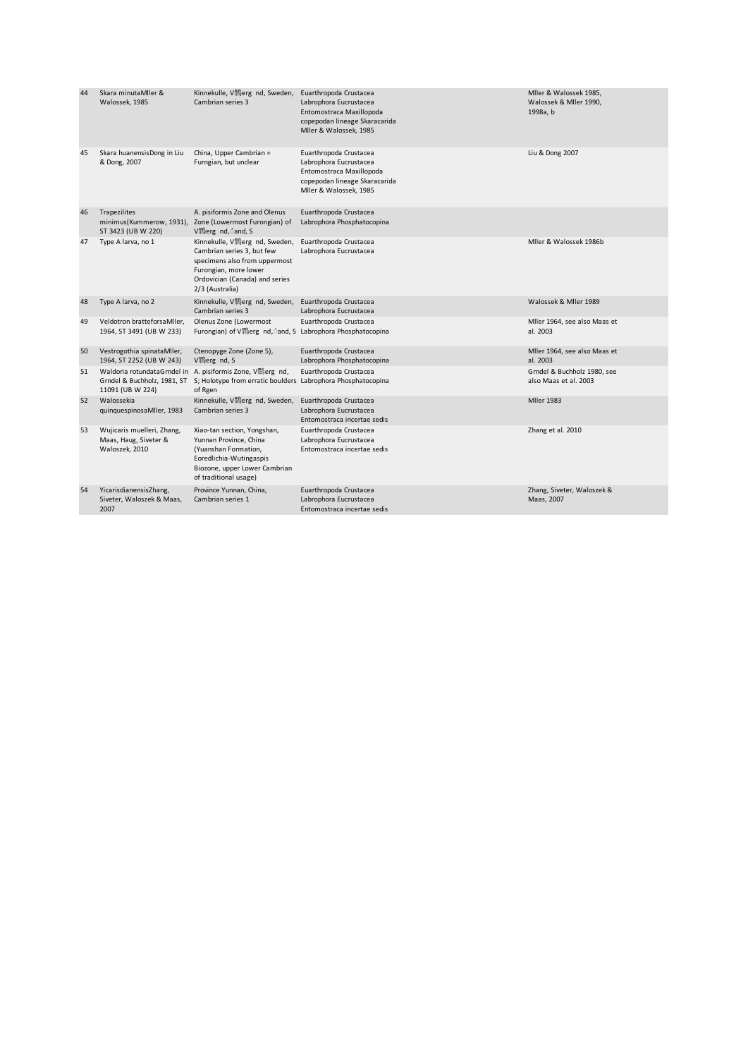| | | | | |
|---|---|---|---|---|
| 44 | Skara minutaMller & Walossek, 1985 | Kinnekulle, V�npmerg nd, Sweden, Cambrian series 3 | Euarthropoda Crustacea Labrophora Eucrustacea Entomostraca Maxillopoda copepodan lineage Skaracarida Mller & Walossek, 1985 | Mller & Walossek 1985, Walossek & Mller 1990, 1998a, b |
| 45 | Skara huanensisDong in Liu & Dong, 2007 | China, Upper Cambrian = Furngian, but unclear | Euarthropoda Crustacea Labrophora Eucrustacea Entomostraca Maxillopoda copepodan lineage Skaracarida Mller & Walossek, 1985 | Liu & Dong 2007 |
| 46 | Trapezilites minimus(Kummerow, 1931), ST 3423 (UB W 220) | A. pisiformis Zone and Olenus Zone (Lowermost Furongian) of V�npmerg nd,ⁱand, S | Euarthropoda Crustacea Labrophora Phosphatocopina | |
| 47 | Type A larva, no 1 | Kinnekulle, V�npmerg nd, Sweden, Cambrian series 3, but few specimens also from uppermost Furongian, more lower Ordovician (Canada) and series 2/3 (Australia) | Euarthropoda Crustacea Labrophora Eucrustacea | Mller & Walossek 1986b |
| 48 | Type A larva, no 2 | Kinnekulle, V�npmerg nd, Sweden, Cambrian series 3 | Euarthropoda Crustacea Labrophora Eucrustacea | Walossek & Mller 1989 |
| 49 | Veldotron bratteforsaMller, 1964, ST 3491 (UB W 233) | Olenus Zone (Lowermost Furongian) of V�npmerg nd,ⁱand, S | Euarthropoda Crustacea Labrophora Phosphatocopina | Mller 1964, see also Maas et al. 2003 |
| 50 | Vestrogothia spinataMller, 1964, ST 2252 (UB W 243) | Ctenopyge Zone (Zone 5), V�npmerg nd, S | Euarthropoda Crustacea Labrophora Phosphatocopina | Mller 1964, see also Maas et al. 2003 |
| 51 | Waldoria rotundataGrndel in Grndel & Buchholz, 1981, ST 11091 (UB W 224) | A. pisiformis Zone, V�npmerg nd, S; Holotype from erratic boulders of Rgen | Euarthropoda Crustacea Labrophora Phosphatocopina | Grndel & Buchholz 1980, see also Maas et al. 2003 |
| 52 | Walossekia quinquespinosaMller, 1983 | Kinnekulle, V�npmerg nd, Sweden, Cambrian series 3 | Euarthropoda Crustacea Labrophora Eucrustacea Entomostraca incertae sedis | Mller 1983 |
| 53 | Wujicaris muelleri, Zhang, Maas, Haug, Siveter & Waloszek, 2010 | Xiao-tan section, Yongshan, Yunnan Province, China (Yuanshan Formation, Eoredlichia-Wutingaspis Biozone, upper Lower Cambrian of traditional usage) | Euarthropoda Crustacea Labrophora Eucrustacea Entomostraca incertae sedis | Zhang et al. 2010 |
| 54 | YicarisdianensisZhang, Siveter, Waloszek & Maas, 2007 | Province Yunnan, China, Cambrian series 1 | Euarthropoda Crustacea Labrophora Eucrustacea Entomostraca incertae sedis | Zhang, Siveter, Waloszek & Maas, 2007 |